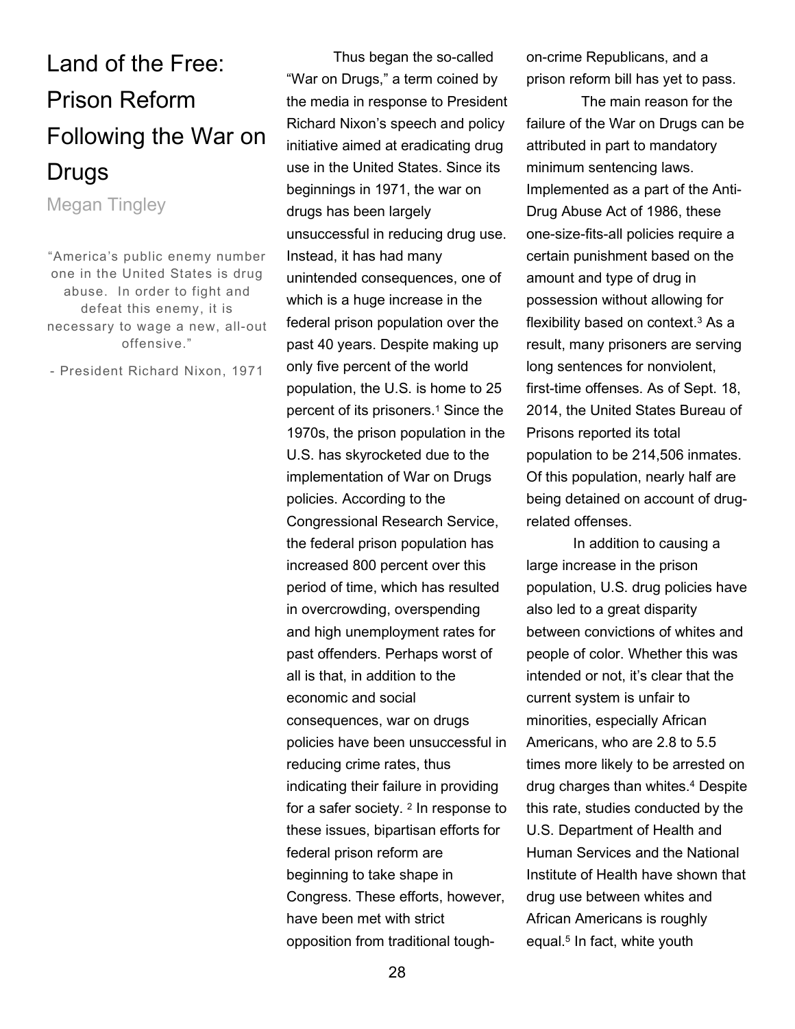# Land of the Free: Prison Reform Following the War on Drugs

Megan Tingley

> "America's public enemy number one in the United States is drug abuse. In order to fight and defeat this enemy, it is necessary to wage a new, all-out offensive."
>
> - President Richard Nixon, 1971

Thus began the so-called "War on Drugs," a term coined by the media in response to President Richard Nixon's speech and policy initiative aimed at eradicating drug use in the United States. Since its beginnings in 1971, the war on drugs has been largely unsuccessful in reducing drug use. Instead, it has had many unintended consequences, one of which is a huge increase in the federal prison population over the past 40 years. Despite making up only five percent of the world population, the U.S. is home to 25 percent of its prisoners.[1] Since the 1970s, the prison population in the U.S. has skyrocketed due to the implementation of War on Drugs policies. According to the Congressional Research Service, the federal prison population has increased 800 percent over this period of time, which has resulted in overcrowding, overspending and high unemployment rates for past offenders. Perhaps worst of all is that, in addition to the economic and social consequences, war on drugs policies have been unsuccessful in reducing crime rates, thus indicating their failure in providing for a safer society. [2] In response to these issues, bipartisan efforts for federal prison reform are beginning to take shape in Congress. These efforts, however, have been met with strict opposition from traditional tough-on-crime Republicans, and a prison reform bill has yet to pass.

The main reason for the failure of the War on Drugs can be attributed in part to mandatory minimum sentencing laws. Implemented as a part of the Anti-Drug Abuse Act of 1986, these one-size-fits-all policies require a certain punishment based on the amount and type of drug in possession without allowing for flexibility based on context.[3] As a result, many prisoners are serving long sentences for nonviolent, first-time offenses. As of Sept. 18, 2014, the United States Bureau of Prisons reported its total population to be 214,506 inmates. Of this population, nearly half are being detained on account of drug-related offenses.

In addition to causing a large increase in the prison population, U.S. drug policies have also led to a great disparity between convictions of whites and people of color. Whether this was intended or not, it's clear that the current system is unfair to minorities, especially African Americans, who are 2.8 to 5.5 times more likely to be arrested on drug charges than whites.[4] Despite this rate, studies conducted by the U.S. Department of Health and Human Services and the National Institute of Health have shown that drug use between whites and African Americans is roughly equal.[5] In fact, white youth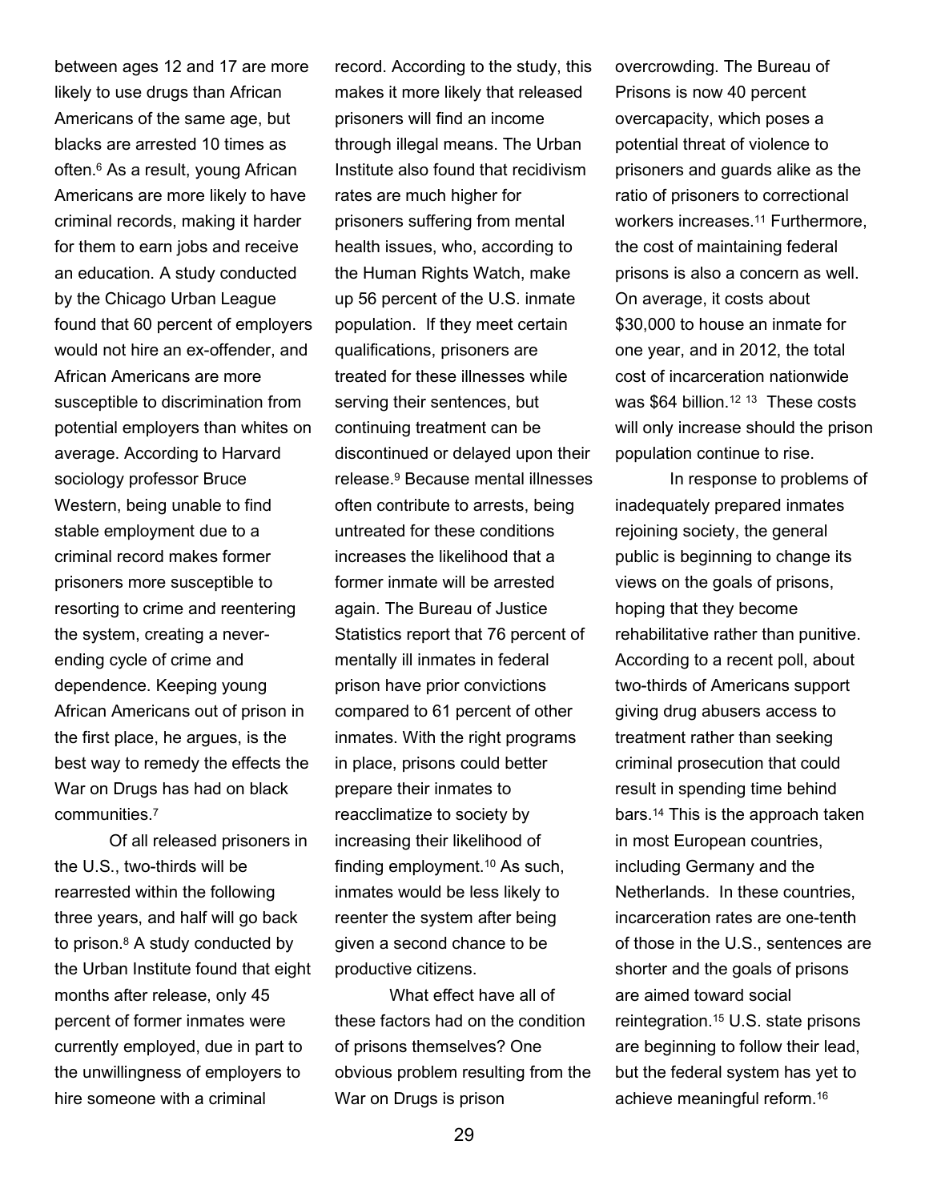between ages 12 and 17 are more likely to use drugs than African Americans of the same age, but blacks are arrested 10 times as often.[6] As a result, young African Americans are more likely to have criminal records, making it harder for them to earn jobs and receive an education. A study conducted by the Chicago Urban League found that 60 percent of employers would not hire an ex-offender, and African Americans are more susceptible to discrimination from potential employers than whites on average. According to Harvard sociology professor Bruce Western, being unable to find stable employment due to a criminal record makes former prisoners more susceptible to resorting to crime and reentering the system, creating a never-ending cycle of crime and dependence. Keeping young African Americans out of prison in the first place, he argues, is the best way to remedy the effects the War on Drugs has had on black communities.[7]

Of all released prisoners in the U.S., two-thirds will be rearrested within the following three years, and half will go back to prison.[8] A study conducted by the Urban Institute found that eight months after release, only 45 percent of former inmates were currently employed, due in part to the unwillingness of employers to hire someone with a criminal record. According to the study, this makes it more likely that released prisoners will find an income through illegal means. The Urban Institute also found that recidivism rates are much higher for prisoners suffering from mental health issues, who, according to the Human Rights Watch, make up 56 percent of the U.S. inmate population. If they meet certain qualifications, prisoners are treated for these illnesses while serving their sentences, but continuing treatment can be discontinued or delayed upon their release.[9] Because mental illnesses often contribute to arrests, being untreated for these conditions increases the likelihood that a former inmate will be arrested again. The Bureau of Justice Statistics report that 76 percent of mentally ill inmates in federal prison have prior convictions compared to 61 percent of other inmates. With the right programs in place, prisons could better prepare their inmates to reacclimatize to society by increasing their likelihood of finding employment.[10] As such, inmates would be less likely to reenter the system after being given a second chance to be productive citizens.

What effect have all of these factors had on the condition of prisons themselves? One obvious problem resulting from the War on Drugs is prison overcrowding. The Bureau of Prisons is now 40 percent overcapacity, which poses a potential threat of violence to prisoners and guards alike as the ratio of prisoners to correctional workers increases.[11] Furthermore, the cost of maintaining federal prisons is also a concern as well. On average, it costs about $30,000 to house an inmate for one year, and in 2012, the total cost of incarceration nationwide was $64 billion.[12] [13] These costs will only increase should the prison population continue to rise.

In response to problems of inadequately prepared inmates rejoining society, the general public is beginning to change its views on the goals of prisons, hoping that they become rehabilitative rather than punitive. According to a recent poll, about two-thirds of Americans support giving drug abusers access to treatment rather than seeking criminal prosecution that could result in spending time behind bars.[14] This is the approach taken in most European countries, including Germany and the Netherlands. In these countries, incarceration rates are one-tenth of those in the U.S., sentences are shorter and the goals of prisons are aimed toward social reintegration.[15] U.S. state prisons are beginning to follow their lead, but the federal system has yet to achieve meaningful reform.[16]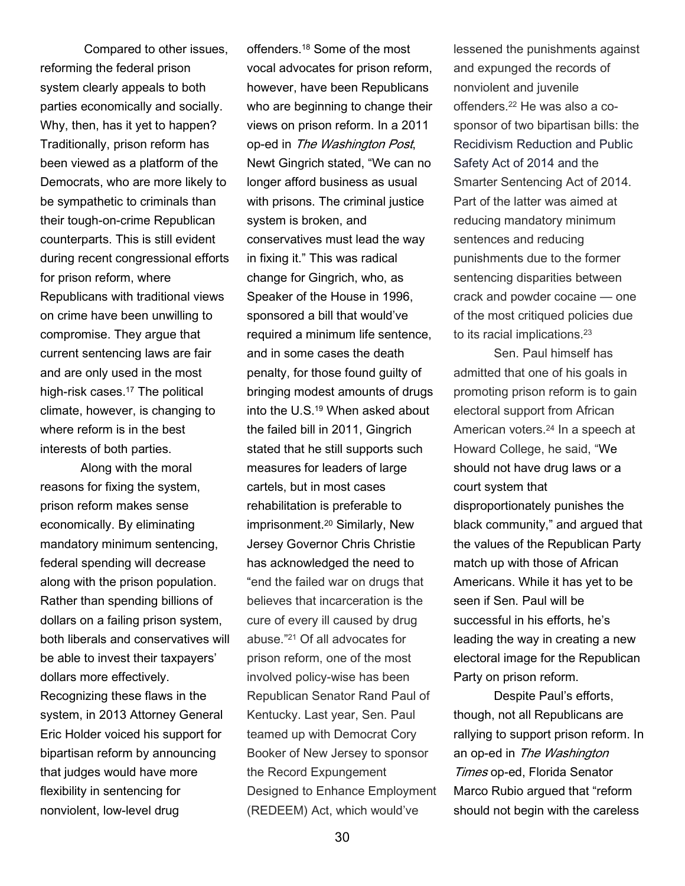Compared to other issues, reforming the federal prison system clearly appeals to both parties economically and socially. Why, then, has it yet to happen? Traditionally, prison reform has been viewed as a platform of the Democrats, who are more likely to be sympathetic to criminals than their tough-on-crime Republican counterparts. This is still evident during recent congressional efforts for prison reform, where Republicans with traditional views on crime have been unwilling to compromise. They argue that current sentencing laws are fair and are only used in the most high-risk cases.[17] The political climate, however, is changing to where reform is in the best interests of both parties.

Along with the moral reasons for fixing the system, prison reform makes sense economically. By eliminating mandatory minimum sentencing, federal spending will decrease along with the prison population. Rather than spending billions of dollars on a failing prison system, both liberals and conservatives will be able to invest their taxpayers' dollars more effectively. Recognizing these flaws in the system, in 2013 Attorney General Eric Holder voiced his support for bipartisan reform by announcing that judges would have more flexibility in sentencing for nonviolent, low-level drug offenders.[18] Some of the most vocal advocates for prison reform, however, have been Republicans who are beginning to change their views on prison reform. In a 2011 op-ed in *The Washington Post*, Newt Gingrich stated, "We can no longer afford business as usual with prisons. The criminal justice system is broken, and conservatives must lead the way in fixing it." This was radical change for Gingrich, who, as Speaker of the House in 1996, sponsored a bill that would've required a minimum life sentence, and in some cases the death penalty, for those found guilty of bringing modest amounts of drugs into the U.S.[19] When asked about the failed bill in 2011, Gingrich stated that he still supports such measures for leaders of large cartels, but in most cases rehabilitation is preferable to imprisonment.[20] Similarly, New Jersey Governor Chris Christie has acknowledged the need to "end the failed war on drugs that believes that incarceration is the cure of every ill caused by drug abuse."[21] Of all advocates for prison reform, one of the most involved policy-wise has been Republican Senator Rand Paul of Kentucky. Last year, Sen. Paul teamed up with Democrat Cory Booker of New Jersey to sponsor the Record Expungement Designed to Enhance Employment (REDEEM) Act, which would've lessened the punishments against and expunged the records of nonviolent and juvenile offenders.[22] He was also a co-sponsor of two bipartisan bills: the Recidivism Reduction and Public Safety Act of 2014 and the Smarter Sentencing Act of 2014. Part of the latter was aimed at reducing mandatory minimum sentences and reducing punishments due to the former sentencing disparities between crack and powder cocaine — one of the most critiqued policies due to its racial implications.[23]

Sen. Paul himself has admitted that one of his goals in promoting prison reform is to gain electoral support from African American voters.[24] In a speech at Howard College, he said, "We should not have drug laws or a court system that disproportionately punishes the black community," and argued that the values of the Republican Party match up with those of African Americans. While it has yet to be seen if Sen. Paul will be successful in his efforts, he's leading the way in creating a new electoral image for the Republican Party on prison reform.

Despite Paul's efforts, though, not all Republicans are rallying to support prison reform. In an op-ed in *The Washington Times* op-ed, Florida Senator Marco Rubio argued that "reform should not begin with the careless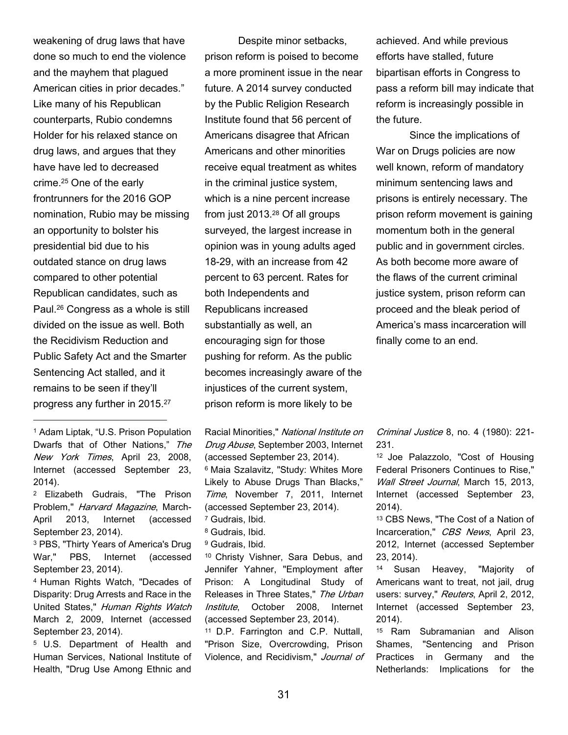weakening of drug laws that have done so much to end the violence and the mayhem that plagued American cities in prior decades." Like many of his Republican counterparts, Rubio condemns Holder for his relaxed stance on drug laws, and argues that they have have led to decreased crime.[25] One of the early frontrunners for the 2016 GOP nomination, Rubio may be missing an opportunity to bolster his presidential bid due to his outdated stance on drug laws compared to other potential Republican candidates, such as Paul.[26] Congress as a whole is still divided on the issue as well. Both the Recidivism Reduction and Public Safety Act and the Smarter Sentencing Act stalled, and it remains to be seen if they'll progress any further in 2015.[27]

Despite minor setbacks, prison reform is poised to become a more prominent issue in the near future. A 2014 survey conducted by the Public Religion Research Institute found that 56 percent of Americans disagree that African Americans and other minorities receive equal treatment as whites in the criminal justice system, which is a nine percent increase from just 2013.[28] Of all groups surveyed, the largest increase in opinion was in young adults aged 18-29, with an increase from 42 percent to 63 percent. Rates for both Independents and Republicans increased substantially as well, an encouraging sign for those pushing for reform. As the public becomes increasingly aware of the injustices of the current system, prison reform is more likely to be achieved. And while previous efforts have stalled, future bipartisan efforts in Congress to pass a reform bill may indicate that reform is increasingly possible in the future.

Since the implications of War on Drugs policies are now well known, reform of mandatory minimum sentencing laws and prisons is entirely necessary. The prison reform movement is gaining momentum both in the general public and in government circles. As both become more aware of the flaws of the current criminal justice system, prison reform can proceed and the bleak period of America's mass incarceration will finally come to an end.

---

[1] Adam Liptak, "U.S. Prison Population Dwarfs that of Other Nations," *The New York Times*, April 23, 2008, Internet (accessed September 23, 2014).

[2] Elizabeth Gudrais, "The Prison Problem," *Harvard Magazine*, March-April 2013, Internet (accessed September 23, 2014).

[3] PBS, "Thirty Years of America's Drug War," PBS, Internet (accessed September 23, 2014).

[4] Human Rights Watch, "Decades of Disparity: Drug Arrests and Race in the United States," *Human Rights Watch* March 2, 2009, Internet (accessed September 23, 2014).

[5] U.S. Department of Health and Human Services, National Institute of Health, "Drug Use Among Ethnic and Racial Minorities," *National Institute on Drug Abuse*, September 2003, Internet (accessed September 23, 2014).

[6] Maia Szalavitz, "Study: Whites More Likely to Abuse Drugs Than Blacks," *Time*, November 7, 2011, Internet (accessed September 23, 2014).

[7] Gudrais, Ibid.

[8] Gudrais, Ibid.

[9] Gudrais, Ibid.

[10] Christy Vishner, Sara Debus, and Jennifer Yahner, "Employment after Prison: A Longitudinal Study of Releases in Three States," *The Urban Institute*, October 2008, Internet (accessed September 23, 2014).

[11] D.P. Farrington and C.P. Nuttall, "Prison Size, Overcrowding, Prison Violence, and Recidivism," *Journal of Criminal Justice* 8, no. 4 (1980): 221-231.

[12] Joe Palazzolo, "Cost of Housing Federal Prisoners Continues to Rise," *Wall Street Journal*, March 15, 2013, Internet (accessed September 23, 2014).

[13] CBS News, "The Cost of a Nation of Incarceration," *CBS News*, April 23, 2012, Internet (accessed September 23, 2014).

[14] Susan Heavey, "Majority of Americans want to treat, not jail, drug users: survey," *Reuters*, April 2, 2012, Internet (accessed September 23, 2014).

[15] Ram Subramanian and Alison Shames, "Sentencing and Prison Practices in Germany and the Netherlands: Implications for the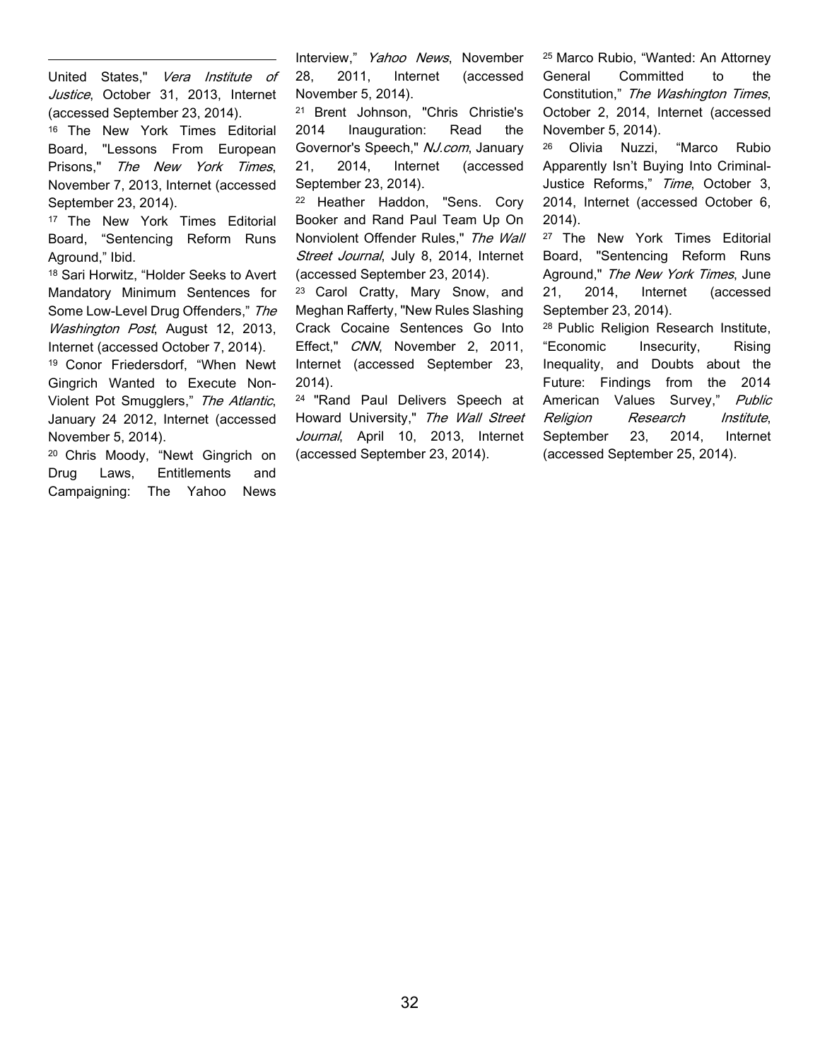United States," *Vera Institute of Justice*, October 31, 2013, Internet (accessed September 23, 2014).

[16] The New York Times Editorial Board, "Lessons From European Prisons," *The New York Times*, November 7, 2013, Internet (accessed September 23, 2014).

[17] The New York Times Editorial Board, "Sentencing Reform Runs Aground," Ibid.

[18] Sari Horwitz, "Holder Seeks to Avert Mandatory Minimum Sentences for Some Low-Level Drug Offenders," *The Washington Post*, August 12, 2013, Internet (accessed October 7, 2014).

[19] Conor Friedersdorf, "When Newt Gingrich Wanted to Execute Non-Violent Pot Smugglers," *The Atlantic*, January 24 2012, Internet (accessed November 5, 2014).

[20] Chris Moody, "Newt Gingrich on Drug Laws, Entitlements and Campaigning: The Yahoo News Interview," *Yahoo News*, November 28, 2011, Internet (accessed November 5, 2014).

[21] Brent Johnson, "Chris Christie's 2014 Inauguration: Read the Governor's Speech," *NJ.com*, January 21, 2014, Internet (accessed September 23, 2014).

[22] Heather Haddon, "Sens. Cory Booker and Rand Paul Team Up On Nonviolent Offender Rules," *The Wall Street Journal*, July 8, 2014, Internet (accessed September 23, 2014).

[23] Carol Cratty, Mary Snow, and Meghan Rafferty, "New Rules Slashing Crack Cocaine Sentences Go Into Effect," *CNN*, November 2, 2011, Internet (accessed September 23, 2014).

[24] "Rand Paul Delivers Speech at Howard University," *The Wall Street Journal*, April 10, 2013, Internet (accessed September 23, 2014).

[25] Marco Rubio, "Wanted: An Attorney General Committed to the Constitution," *The Washington Times*, October 2, 2014, Internet (accessed November 5, 2014).

[26] Olivia Nuzzi, "Marco Rubio Apparently Isn't Buying Into Criminal-Justice Reforms," *Time*, October 3, 2014, Internet (accessed October 6, 2014).

[27] The New York Times Editorial Board, "Sentencing Reform Runs Aground," *The New York Times*, June 21, 2014, Internet (accessed September 23, 2014).

[28] Public Religion Research Institute, "Economic Insecurity, Rising Inequality, and Doubts about the Future: Findings from the 2014 American Values Survey," *Public Religion Research Institute*, September 23, 2014, Internet (accessed September 25, 2014).